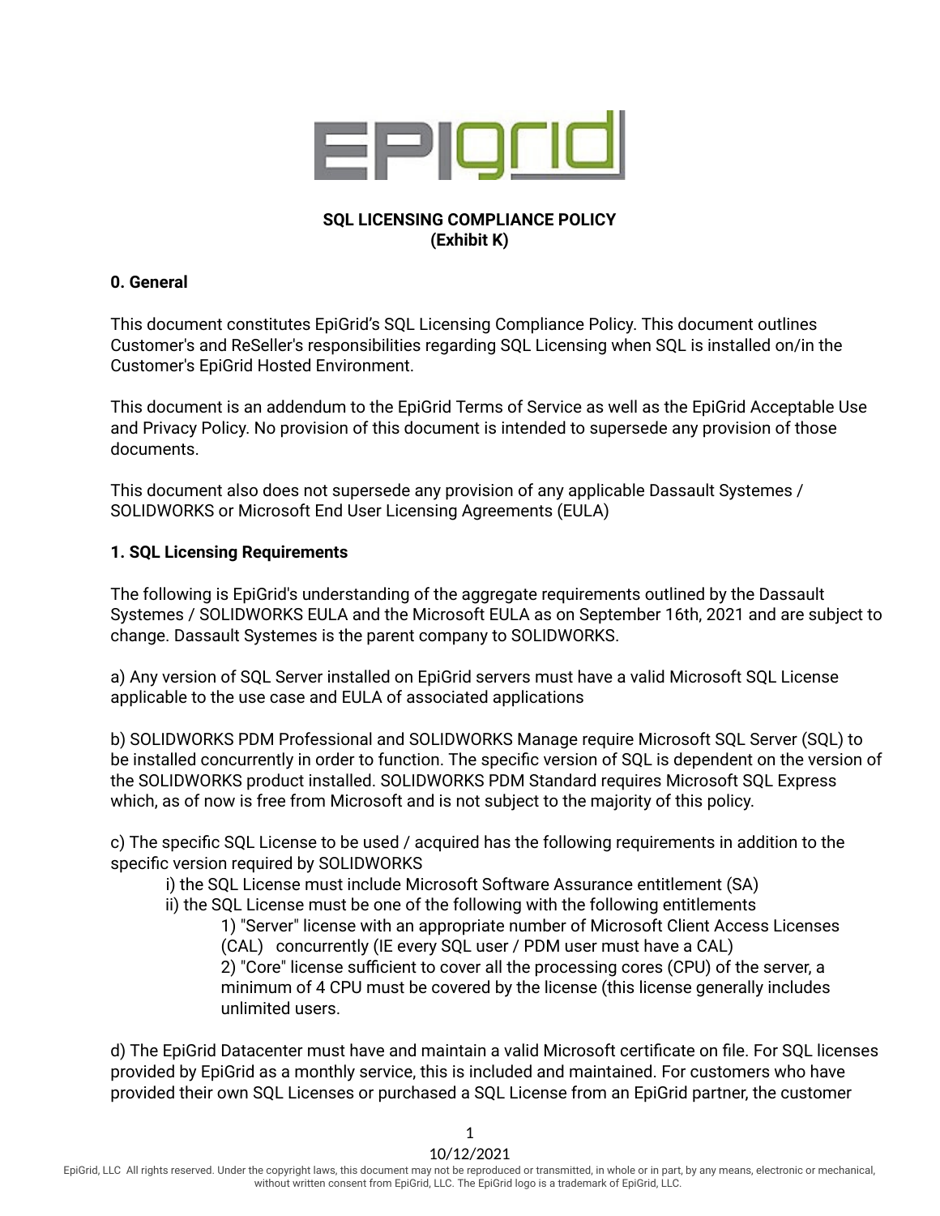**SQL LICENSING COMPLIANCE POLICY**
**(Exhibit K)**

**0. General**

This document constitutes EpiGrid's SQL Licensing Compliance Policy. This document outlines Customer's and ReSeller's responsibilities regarding SQL Licensing when SQL is installed on/in the Customer's EpiGrid Hosted Environment.

This document is an addendum to the EpiGrid Terms of Service as well as the EpiGrid Acceptable Use and Privacy Policy. No provision of this document is intended to supersede any provision of those documents.

This document also does not supersede any provision of any applicable Dassault Systemes / SOLIDWORKS or Microsoft End User Licensing Agreements (EULA)

**1. SQL Licensing Requirements**

The following is EpiGrid's understanding of the aggregate requirements outlined by the Dassault Systemes / SOLIDWORKS EULA and the Microsoft EULA as on September 16th, 2021 and are subject to change. Dassault Systemes is the parent company to SOLIDWORKS.

a) Any version of SQL Server installed on EpiGrid servers must have a valid Microsoft SQL License applicable to the use case and EULA of associated applications

b) SOLIDWORKS PDM Professional and SOLIDWORKS Manage require Microsoft SQL Server (SQL) to be installed concurrently in order to function. The specific version of SQL is dependent on the version of the SOLIDWORKS product installed. SOLIDWORKS PDM Standard requires Microsoft SQL Express which, as of now is free from Microsoft and is not subject to the majority of this policy.

c) The specific SQL License to be used / acquired has the following requirements in addition to the specific version required by SOLIDWORKS

- i) the SQL License must include Microsoft Software Assurance entitlement (SA)
- ii) the SQL License must be one of the following with the following entitlements
  - 1) "Server" license with an appropriate number of Microsoft Client Access Licenses (CAL) concurrently (IE every SQL user / PDM user must have a CAL)
  - 2) "Core" license sufficient to cover all the processing cores (CPU) of the server, a minimum of 4 CPU must be covered by the license (this license generally includes unlimited users.

d) The EpiGrid Datacenter must have and maintain a valid Microsoft certificate on file. For SQL licenses provided by EpiGrid as a monthly service, this is included and maintained. For customers who have provided their own SQL Licenses or purchased a SQL License from an EpiGrid partner, the customer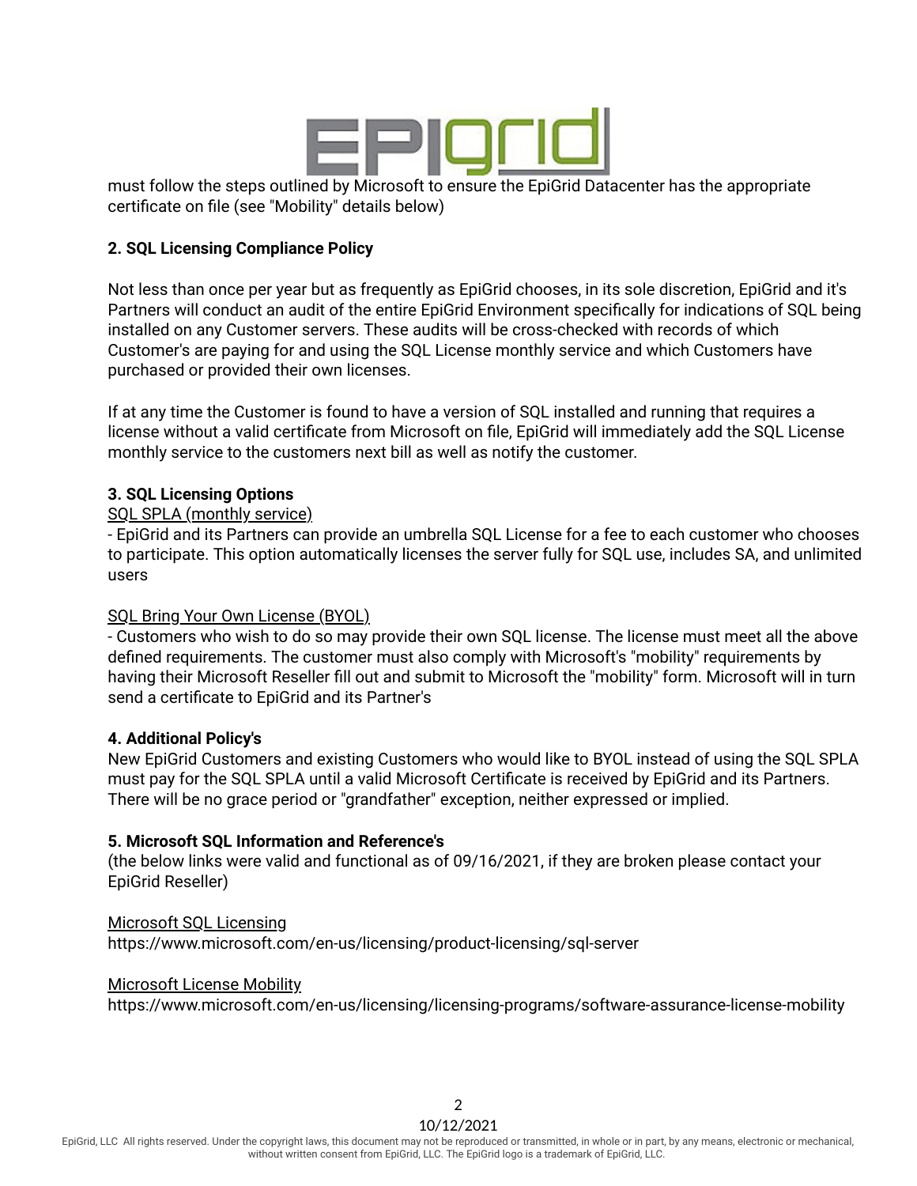must follow the steps outlined by Microsoft to ensure the EpiGrid Datacenter has the appropriate certificate on file (see "Mobility" details below)

**2. SQL Licensing Compliance Policy**

Not less than once per year but as frequently as EpiGrid chooses, in its sole discretion, EpiGrid and it's Partners will conduct an audit of the entire EpiGrid Environment specifically for indications of SQL being installed on any Customer servers. These audits will be cross-checked with records of which Customer's are paying for and using the SQL License monthly service and which Customers have purchased or provided their own licenses.

If at any time the Customer is found to have a version of SQL installed and running that requires a license without a valid certificate from Microsoft on file, EpiGrid will immediately add the SQL License monthly service to the customers next bill as well as notify the customer.

**3. SQL Licensing Options**

<u>SQL SPLA (monthly service)</u>

- EpiGrid and its Partners can provide an umbrella SQL License for a fee to each customer who chooses to participate. This option automatically licenses the server fully for SQL use, includes SA, and unlimited users

<u>SQL Bring Your Own License (BYOL)</u>

- Customers who wish to do so may provide their own SQL license. The license must meet all the above defined requirements. The customer must also comply with Microsoft's "mobility" requirements by having their Microsoft Reseller fill out and submit to Microsoft the "mobility" form. Microsoft will in turn send a certificate to EpiGrid and its Partner's

**4. Additional Policy's**

New EpiGrid Customers and existing Customers who would like to BYOL instead of using the SQL SPLA must pay for the SQL SPLA until a valid Microsoft Certificate is received by EpiGrid and its Partners. There will be no grace period or "grandfather" exception, neither expressed or implied.

**5. Microsoft SQL Information and Reference's**

(the below links were valid and functional as of 09/16/2021, if they are broken please contact your EpiGrid Reseller)

<u>Microsoft SQL Licensing</u>
https://www.microsoft.com/en-us/licensing/product-licensing/sql-server

<u>Microsoft License Mobility</u>
https://www.microsoft.com/en-us/licensing/licensing-programs/software-assurance-license-mobility